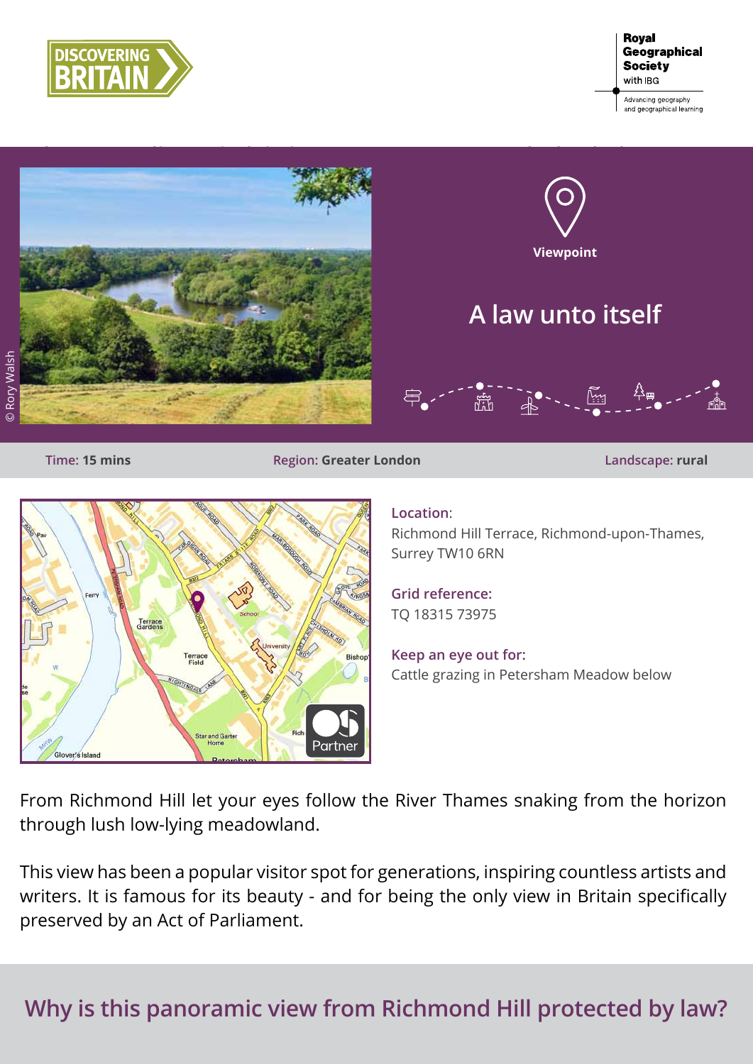DISCOVERING BRITAIN

Royal Geographical Society with IBG

Advancing geography and geographical learning

© Rory Walsh

Viewpoint

# A law unto itself

**Time:** 15 mins | **Region:** Greater London | **Landscape:** rural

**Location:**
Richmond Hill Terrace, Richmond-upon-Thames, Surrey TW10 6RN

**Grid reference:**
TQ 18315 73975

**Keep an eye out for:**
Cattle grazing in Petersham Meadow below

From Richmond Hill let your eyes follow the River Thames snaking from the horizon through lush low-lying meadowland.

This view has been a popular visitor spot for generations, inspiring countless artists and writers. It is famous for its beauty - and for being the only view in Britain specifically preserved by an Act of Parliament.

## Why is this panoramic view from Richmond Hill protected by law?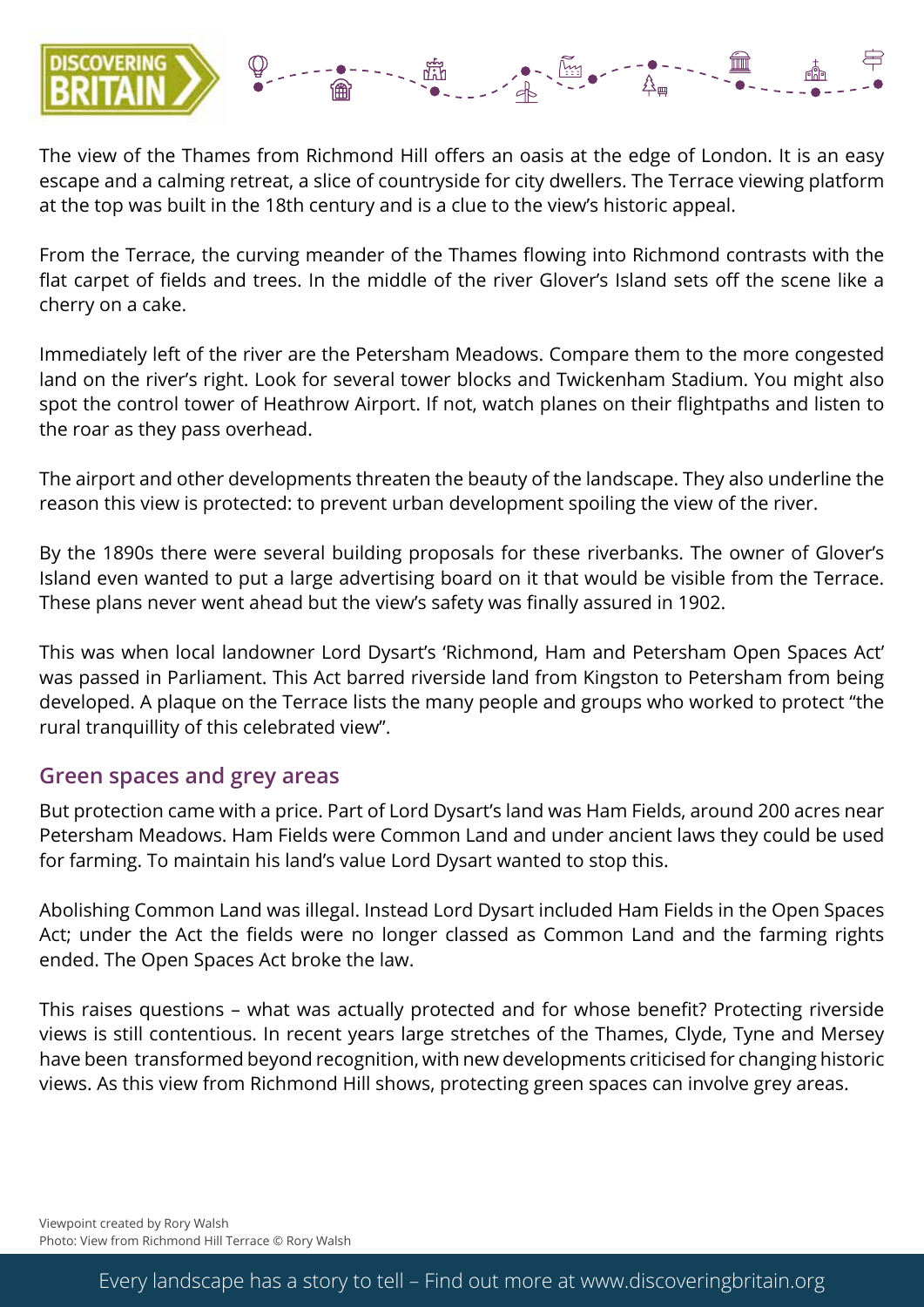The view of the Thames from Richmond Hill offers an oasis at the edge of London. It is an easy escape and a calming retreat, a slice of countryside for city dwellers. The Terrace viewing platform at the top was built in the 18th century and is a clue to the view's historic appeal.

From the Terrace, the curving meander of the Thames flowing into Richmond contrasts with the flat carpet of fields and trees. In the middle of the river Glover's Island sets off the scene like a cherry on a cake.

Immediately left of the river are the Petersham Meadows. Compare them to the more congested land on the river's right. Look for several tower blocks and Twickenham Stadium. You might also spot the control tower of Heathrow Airport. If not, watch planes on their flightpaths and listen to the roar as they pass overhead.

The airport and other developments threaten the beauty of the landscape. They also underline the reason this view is protected: to prevent urban development spoiling the view of the river.

By the 1890s there were several building proposals for these riverbanks. The owner of Glover's Island even wanted to put a large advertising board on it that would be visible from the Terrace. These plans never went ahead but the view's safety was finally assured in 1902.

This was when local landowner Lord Dysart's 'Richmond, Ham and Petersham Open Spaces Act' was passed in Parliament. This Act barred riverside land from Kingston to Petersham from being developed. A plaque on the Terrace lists the many people and groups who worked to protect "the rural tranquillity of this celebrated view".

## Green spaces and grey areas

But protection came with a price. Part of Lord Dysart's land was Ham Fields, around 200 acres near Petersham Meadows. Ham Fields were Common Land and under ancient laws they could be used for farming. To maintain his land's value Lord Dysart wanted to stop this.

Abolishing Common Land was illegal. Instead Lord Dysart included Ham Fields in the Open Spaces Act; under the Act the fields were no longer classed as Common Land and the farming rights ended. The Open Spaces Act broke the law.

This raises questions – what was actually protected and for whose benefit? Protecting riverside views is still contentious. In recent years large stretches of the Thames, Clyde, Tyne and Mersey have been transformed beyond recognition, with new developments criticised for changing historic views. As this view from Richmond Hill shows, protecting green spaces can involve grey areas.

Viewpoint created by Rory Walsh
Photo: View from Richmond Hill Terrace © Rory Walsh